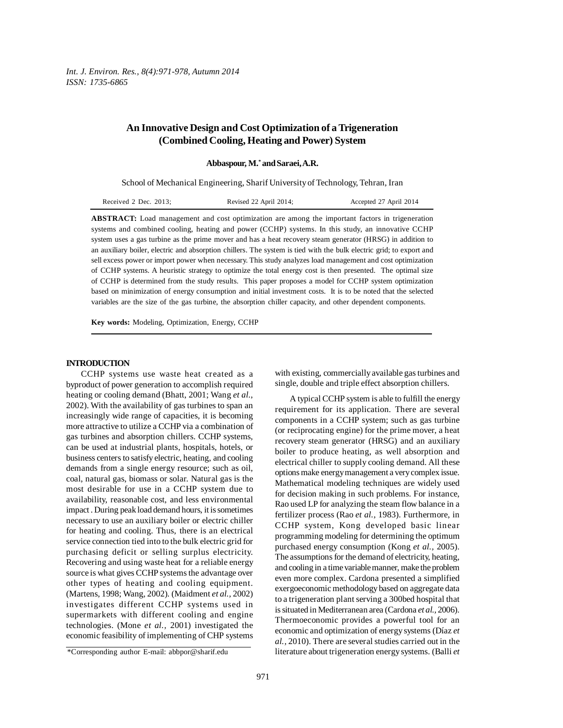# An Innovative Design and Cost Optimization of a Trigeneration (Combined Cooling, Heating and Power) System

**Abbaspour, M.* and Saraei, A.R.**

School of Mechanical Engineering, Sharif University of Technology, Tehran, Iran

Received 2 Dec. 2013; Revised 22 April 2014; Accepted 27 April 2014

**ABSTRACT:** Load management and cost optimization are among the important factors in trigeneration systems and combined cooling, heating and power (CCHP) systems. In this study, an innovative CCHP system uses a gas turbine as the prime mover and has a heat recovery steam generator (HRSG) in addition to an auxiliary boiler, electric and absorption chillers. The system is tied with the bulk electric grid; to export and sell excess power or import power when necessary. This study analyzes load management and cost optimization of CCHP systems. A heuristic strategy to optimize the total energy cost is then presented. The optimal size of CCHP is determined from the study results. This paper proposes a model for CCHP system optimization based on minimization of energy consumption and initial investment costs. It is to be noted that the selected variables are the size of the gas turbine, the absorption chiller capacity, and other dependent components.

**Key words:** Modeling, Optimization, Energy, CCHP

## INTRODUCTION

CCHP systems use waste heat created as a byproduct of power generation to accomplish required heating or cooling demand (Bhatt, 2001; Wang *et al.*, 2002). With the availability of gas turbines to span an increasingly wide range of capacities, it is becoming more attractive to utilize a CCHP via a combination of gas turbines and absorption chillers. CCHP systems, can be used at industrial plants, hospitals, hotels, or business centers to satisfy electric, heating, and cooling demands from a single energy resource; such as oil, coal, natural gas, biomass or solar. Natural gas is the most desirable for use in a CCHP system due to availability, reasonable cost, and less environmental impact . During peak load demand hours, it is sometimes necessary to use an auxiliary boiler or electric chiller for heating and cooling. Thus, there is an electrical service connection tied into to the bulk electric grid for purchasing deficit or selling surplus electricity. Recovering and using waste heat for a reliable energy source is what gives CCHP systems the advantage over other types of heating and cooling equipment. (Martens, 1998; Wang, 2002). (Maidment *et al.*, 2002) investigates different CCHP systems used in supermarkets with different cooling and engine technologies. (Mone *et al.*, 2001) investigated the economic feasibility of implementing of CHP systems with existing, commercially available gas turbines and single, double and triple effect absorption chillers.

A typical CCHP system is able to fulfill the energy requirement for its application. There are several components in a CCHP system; such as gas turbine (or reciprocating engine) for the prime mover, a heat recovery steam generator (HRSG) and an auxiliary boiler to produce heating, as well absorption and electrical chiller to supply cooling demand. All these options make energy management a very complex issue. Mathematical modeling techniques are widely used for decision making in such problems. For instance, Rao used LP for analyzing the steam flow balance in a fertilizer process (Rao *et al.*, 1983). Furthermore, in CCHP system, Kong developed basic linear programming modeling for determining the optimum purchased energy consumption (Kong *et al.*, 2005). The assumptions for the demand of electricity, heating, and cooling in a time variable manner, make the problem even more complex. Cardona presented a simplified exergoeconomic methodology based on aggregate data to a trigeneration plant serving a 300bed hospital that is situated in Mediterranean area (Cardona *et al.*, 2006). Thermoeconomic provides a powerful tool for an economic and optimization of energy systems (Díaz *et al.*, 2010). There are several studies carried out in the literature about trigeneration energy systems. (Balli *et*

*Corresponding author E-mail: abbpor@sharif.edu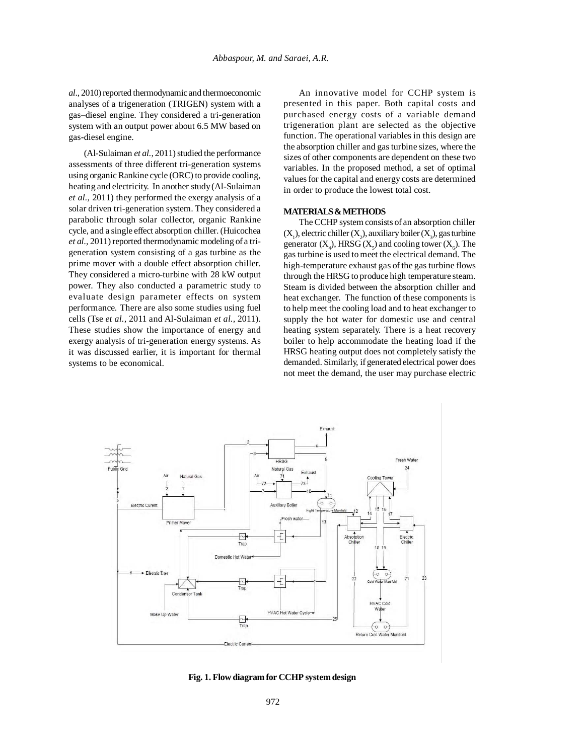al., 2010) reported thermodynamic and thermoeconomic analyses of a trigeneration (TRIGEN) system with a gas–diesel engine. They considered a tri-generation system with an output power about 6.5 MW based on gas-diesel engine.

(Al-Sulaiman *et al.,* 2011) studied the performance assessments of three different tri-generation systems using organic Rankine cycle (ORC) to provide cooling, heating and electricity. In another study (Al-Sulaiman *et al.,* 2011) they performed the exergy analysis of a solar driven tri-generation system. They considered a parabolic through solar collector, organic Rankine cycle, and a single effect absorption chiller. (Huicochea *et al.,* 2011) reported thermodynamic modeling of a tri-generation system consisting of a gas turbine as the prime mover with a double effect absorption chiller. They considered a micro-turbine with 28 kW output power. They also conducted a parametric study to evaluate design parameter effects on system performance. There are also some studies using fuel cells (Tse *et al.,* 2011 and Al-Sulaiman *et al.,* 2011). These studies show the importance of energy and exergy analysis of tri-generation energy systems. As it was discussed earlier, it is important for thermal systems to be economical.

An innovative model for CCHP system is presented in this paper. Both capital costs and purchased energy costs of a variable demand trigeneration plant are selected as the objective function. The operational variables in this design are the absorption chiller and gas turbine sizes, where the sizes of other components are dependent on these two variables. In the proposed method, a set of optimal values for the capital and energy costs are determined in order to produce the lowest total cost.

## MATERIALS & METHODS

The CCHP system consists of an absorption chiller ($X_1$), electric chiller ($X_2$), auxiliary boiler ($X_3$), gas turbine generator ($X_4$), HRSG ($X_5$) and cooling tower ($X_6$). The gas turbine is used to meet the electrical demand. The high-temperature exhaust gas of the gas turbine flows through the HRSG to produce high temperature steam. Steam is divided between the absorption chiller and heat exchanger. The function of these components is to help meet the cooling load and to heat exchanger to supply the hot water for domestic use and central heating system separately. There is a heat recovery boiler to help accommodate the heating load if the HRSG heating output does not completely satisfy the demanded. Similarly, if generated electrical power does not meet the demand, the user may purchase electric

**Fig. 1. Flow diagram for CCHP system design**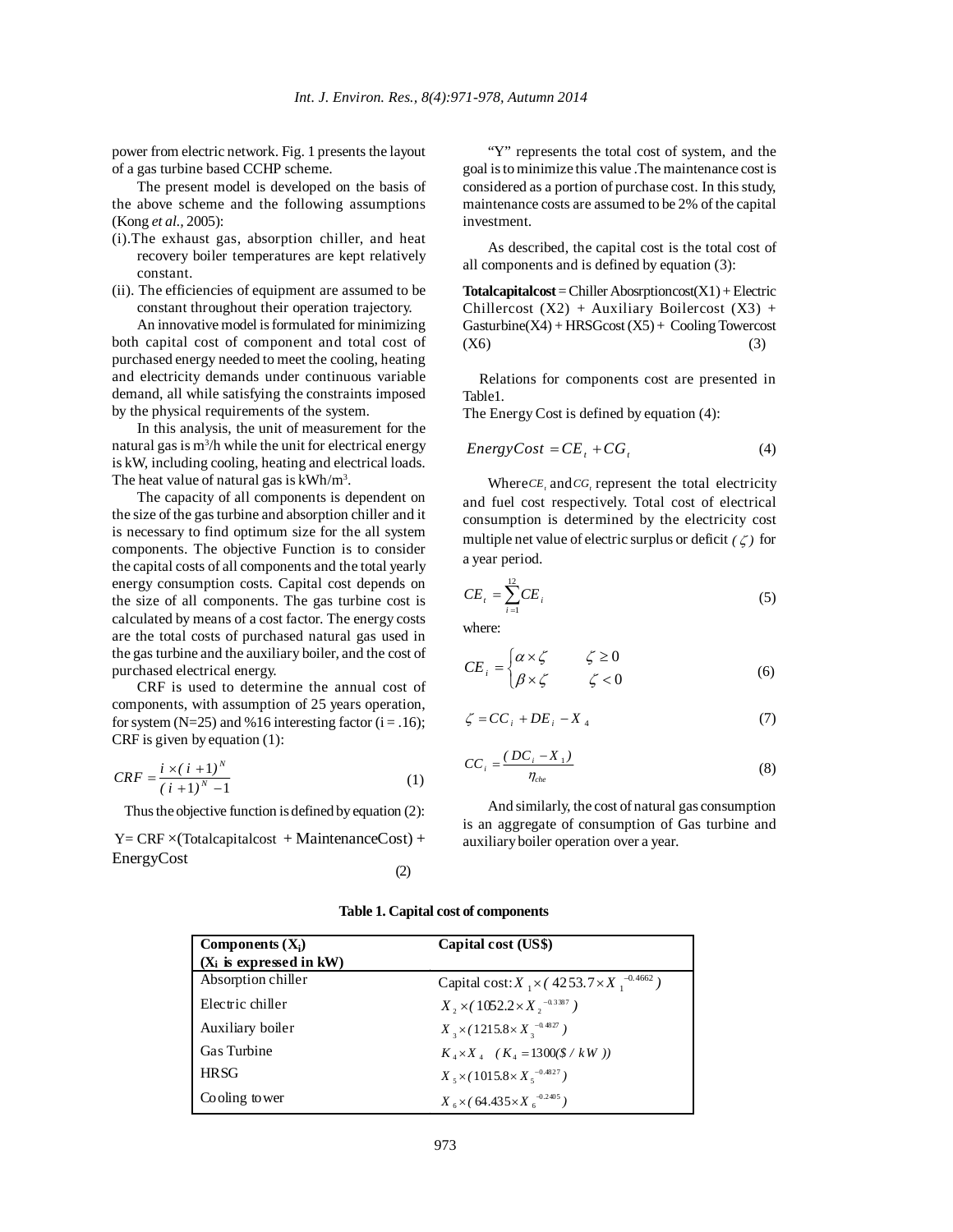power from electric network. Fig. 1 presents the layout of a gas turbine based CCHP scheme.

The present model is developed on the basis of the above scheme and the following assumptions (Kong *et al.*, 2005):

(i). The exhaust gas, absorption chiller, and heat recovery boiler temperatures are kept relatively constant.

(ii). The efficiencies of equipment are assumed to be constant throughout their operation trajectory.

An innovative model is formulated for minimizing both capital cost of component and total cost of purchased energy needed to meet the cooling, heating and electricity demands under continuous variable demand, all while satisfying the constraints imposed by the physical requirements of the system.

In this analysis, the unit of measurement for the natural gas is $m^3/h$ while the unit for electrical energy is kW, including cooling, heating and electrical loads. The heat value of natural gas is $kWh/m^3$.

The capacity of all components is dependent on the size of the gas turbine and absorption chiller and it is necessary to find optimum size for the all system components. The objective Function is to consider the capital costs of all components and the total yearly energy consumption costs. Capital cost depends on the size of all components. The gas turbine cost is calculated by means of a cost factor. The energy costs are the total costs of purchased natural gas used in the gas turbine and the auxiliary boiler, and the cost of purchased electrical energy.

CRF is used to determine the annual cost of components, with assumption of 25 years operation, for system (N=25) and %16 interesting factor (i = .16); CRF is given by equation (1):

$$CRF = \frac{i \times (i+1)^N}{(i+1)^N - 1} \tag{1}$$

Thus the objective function is defined by equation (2):

$$Y = CRF \times (\text{Totalcapitalcost} + \text{MaintenanceCost}) + \text{EnergyCost} \tag{2}$$

"Y" represents the total cost of system, and the goal is to minimize this value .The maintenance cost is considered as a portion of purchase cost. In this study, maintenance costs are assumed to be 2% of the capital investment.

As described, the capital cost is the total cost of all components and is defined by equation (3):

**Totalcapitalcost** = Chiller Abosrptioncost(X1) + Electric Chillercost (X2) + Auxiliary Boilercost (X3) + Gasturbine(X4) + HRSGcost (X5) + Cooling Towercost (X6) (3)

Relations for components cost are presented in Table1.

The Energy Cost is defined by equation (4):

$$EnergyCost = CE_t + CG_t \tag{4}$$

Where $CE_t$ and $CG_t$ represent the total electricity and fuel cost respectively. Total cost of electrical consumption is determined by the electricity cost multiple net value of electric surplus or deficit $(\zeta)$ for a year period.

$$CE_t = \sum_{i=1}^{12} CE_i \tag{5}$$

where:

$$CE_i = \begin{cases} \alpha \times \zeta & \zeta \geq 0 \\ \beta \times \zeta & \zeta < 0 \end{cases} \tag{6}$$

$$\zeta = CC_i + DE_i - X_4 \tag{7}$$

$$CC_i = \frac{(DC_i - X_1)}{\eta_{che}} \tag{8}$$

And similarly, the cost of natural gas consumption is an aggregate of consumption of Gas turbine and auxiliary boiler operation over a year.

**Table 1. Capital cost of components**

| Components ($X_i$) ($X_i$ is expressed in kW) | Capital cost (US$) |
|---|---|
| Absorption chiller | Capital cost: $X_1 \times (4253.7 \times X_1^{-0.4662})$ |
| Electric chiller | $X_2 \times (1052.2 \times X_2^{-0.3387})$ |
| Auxiliary boiler | $X_3 \times (1215.8 \times X_3^{-0.4827})$ |
| Gas Turbine | $K_4 \times X_4 \quad (K_4 = 1300(\$/kW))$ |
| HRSG | $X_5 \times (1015.8 \times X_5^{-0.4827})$ |
| Cooling tower | $X_6 \times (64.435 \times X_6^{-0.2405})$ |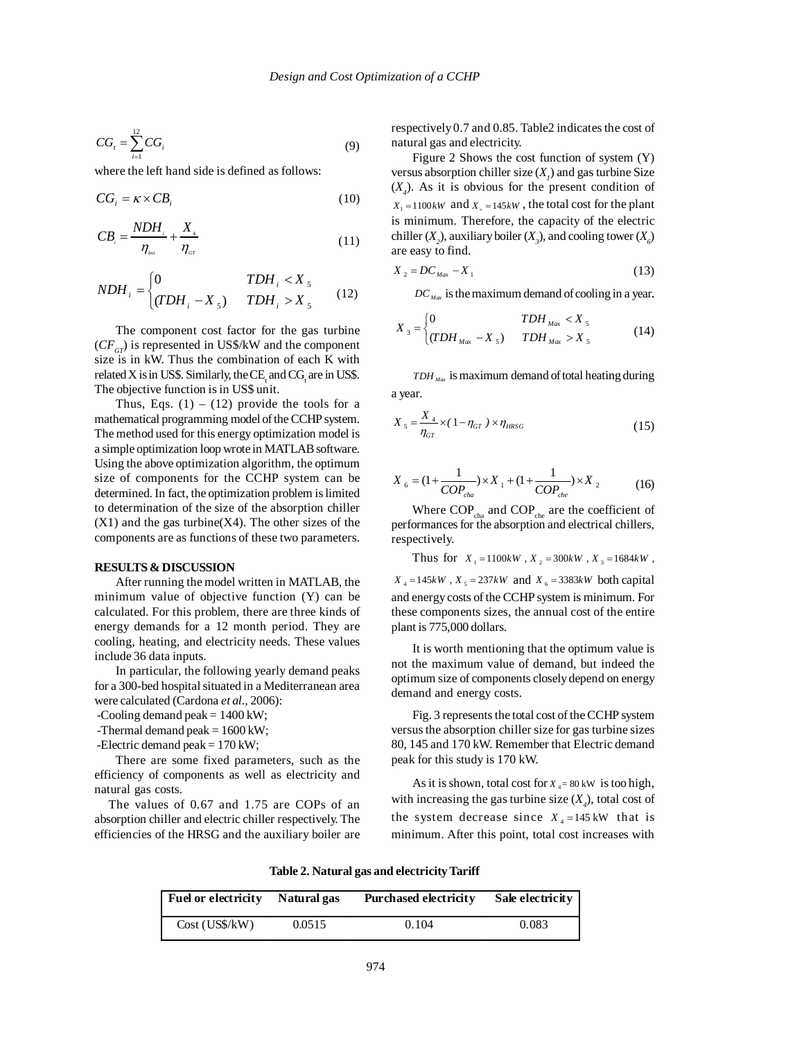$$CG_t = \sum_{i=1}^{12} CG_i \tag{9}$$

where the left hand side is defined as follows:

$$CG_i = \kappa \times CB_i \tag{10}$$

$$CB_i = \frac{NDH_i}{\eta_{boi}} + \frac{X_4}{\eta_{GT}} \tag{11}$$

$$NDH_i = \begin{cases} 0 & TDH_i < X_5 \\ (TDH_i - X_5) & TDH_i > X_5 \end{cases} \tag{12}$$

The component cost factor for the gas turbine ($CF_{GT}$) is represented in US$/kW and the component size is in kW. Thus the combination of each K with related X is in US$. Similarly, the $CE_t$ and $CG_t$ are in US$. The objective function is in US$ unit.

Thus, Eqs. (1) – (12) provide the tools for a mathematical programming model of the CCHP system. The method used for this energy optimization model is a simple optimization loop wrote in MATLAB software. Using the above optimization algorithm, the optimum size of components for the CCHP system can be determined. In fact, the optimization problem is limited to determination of the size of the absorption chiller (X1) and the gas turbine(X4). The other sizes of the components are as functions of these two parameters.

**RESULTS & DISCUSSION**

After running the model written in MATLAB, the minimum value of objective function (Y) can be calculated. For this problem, there are three kinds of energy demands for a 12 month period. They are cooling, heating, and electricity needs. These values include 36 data inputs.

In particular, the following yearly demand peaks for a 300-bed hospital situated in a Mediterranean area were calculated (Cardona *et al.,* 2006):

-Cooling demand peak = 1400 kW;

-Thermal demand peak = 1600 kW;

-Electric demand peak = 170 kW;

There are some fixed parameters, such as the efficiency of components as well as electricity and natural gas costs.

The values of 0.67 and 1.75 are COPs of an absorption chiller and electric chiller respectively. The efficiencies of the HRSG and the auxiliary boiler are respectively 0.7 and 0.85. Table2 indicates the cost of natural gas and electricity.

Figure 2 Shows the cost function of system (Y) versus absorption chiller size ($X_1$) and gas turbine Size ($X_4$). As it is obvious for the present condition of $X_1 = 1100kW$ and $X_4 = 145kW$, the total cost for the plant is minimum. Therefore, the capacity of the electric chiller ($X_2$), auxiliary boiler ($X_3$), and cooling tower ($X_6$) are easy to find.

$$X_2 = DC_{Max} - X_1 \tag{13}$$

$DC_{Max}$ is the maximum demand of cooling in a year.

$$X_3 = \begin{cases} 0 & TDH_{Max} < X_5 \\ (TDH_{Max} - X_5) & TDH_{Max} > X_5 \end{cases} \tag{14}$$

$TDH_{Max}$ is maximum demand of total heating during a year.

$$X_5 = \frac{X_4}{\eta_{GT}} \times (1 - \eta_{GT}) \times \eta_{HRSG} \tag{15}$$

$$X_6 = (1 + \frac{1}{COP_{cha}}) \times X_1 + (1 + \frac{1}{COP_{che}}) \times X_2 \tag{16}$$

Where $COP_{cha}$ and $COP_{che}$ are the coefficient of performances for the absorption and electrical chillers, respectively.

Thus for $X_1 = 1100kW$, $X_2 = 300kW$, $X_3 = 1684kW$, $X_4 = 145kW$, $X_5 = 237kW$ and $X_6 = 3383kW$ both capital and energy costs of the CCHP system is minimum. For these components sizes, the annual cost of the entire plant is 775,000 dollars.

It is worth mentioning that the optimum value is not the maximum value of demand, but indeed the optimum size of components closely depend on energy demand and energy costs.

Fig. 3 represents the total cost of the CCHP system versus the absorption chiller size for gas turbine sizes 80, 145 and 170 kW. Remember that Electric demand peak for this study is 170 kW.

As it is shown, total cost for $X_4 = 80$ kW is too high, with increasing the gas turbine size ($X_4$), total cost of the system decrease since $X_4 = 145$ kW that is minimum. After this point, total cost increases with

**Table 2. Natural gas and electricity Tariff**

| Fuel or electricity | Natural gas | Purchased electricity | Sale electricity |
|---|---|---|---|
| Cost (US$/kW) | 0.0515 | 0.104 | 0.083 |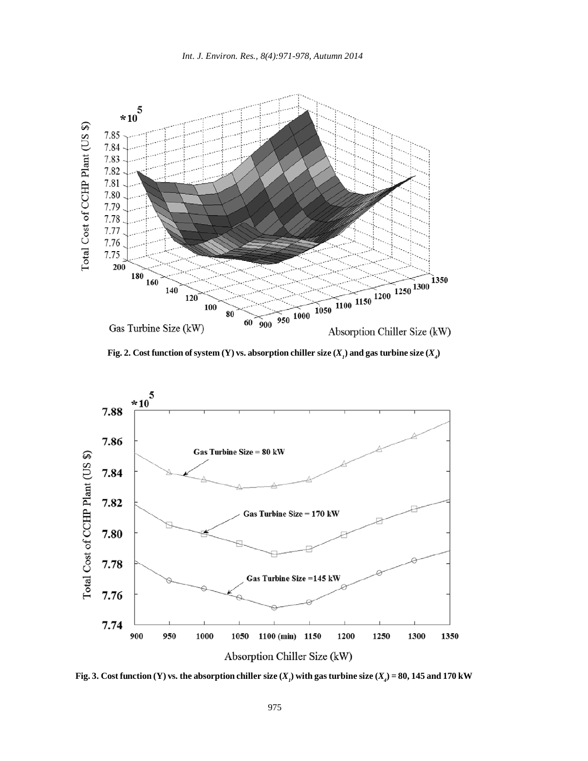Fig. 2. Cost function of system (Y) vs. absorption chiller size ($X_1$) and gas turbine size ($X_4$)

Fig. 3. Cost function (Y) vs. the absorption chiller size ($X_1$) with gas turbine size ($X_4$) = 80, 145 and 170 kW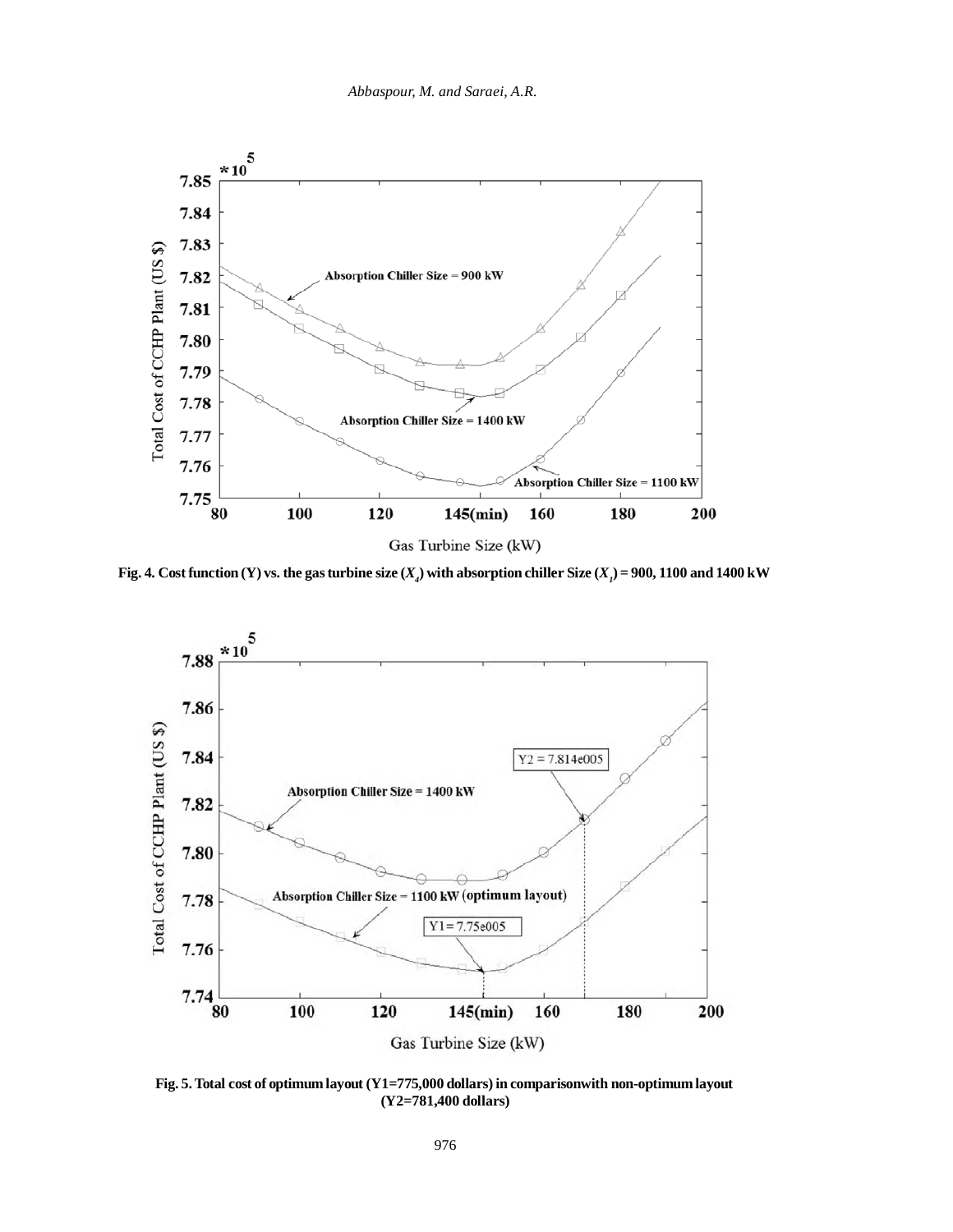Fig. 4. Cost function (Y) vs. the gas turbine size ($X_4$) with absorption chiller Size ($X_1$) = 900, 1100 and 1400 kW

Fig. 5. Total cost of optimum layout (Y1=775,000 dollars) in comparisonwith non-optimum layout (Y2=781,400 dollars)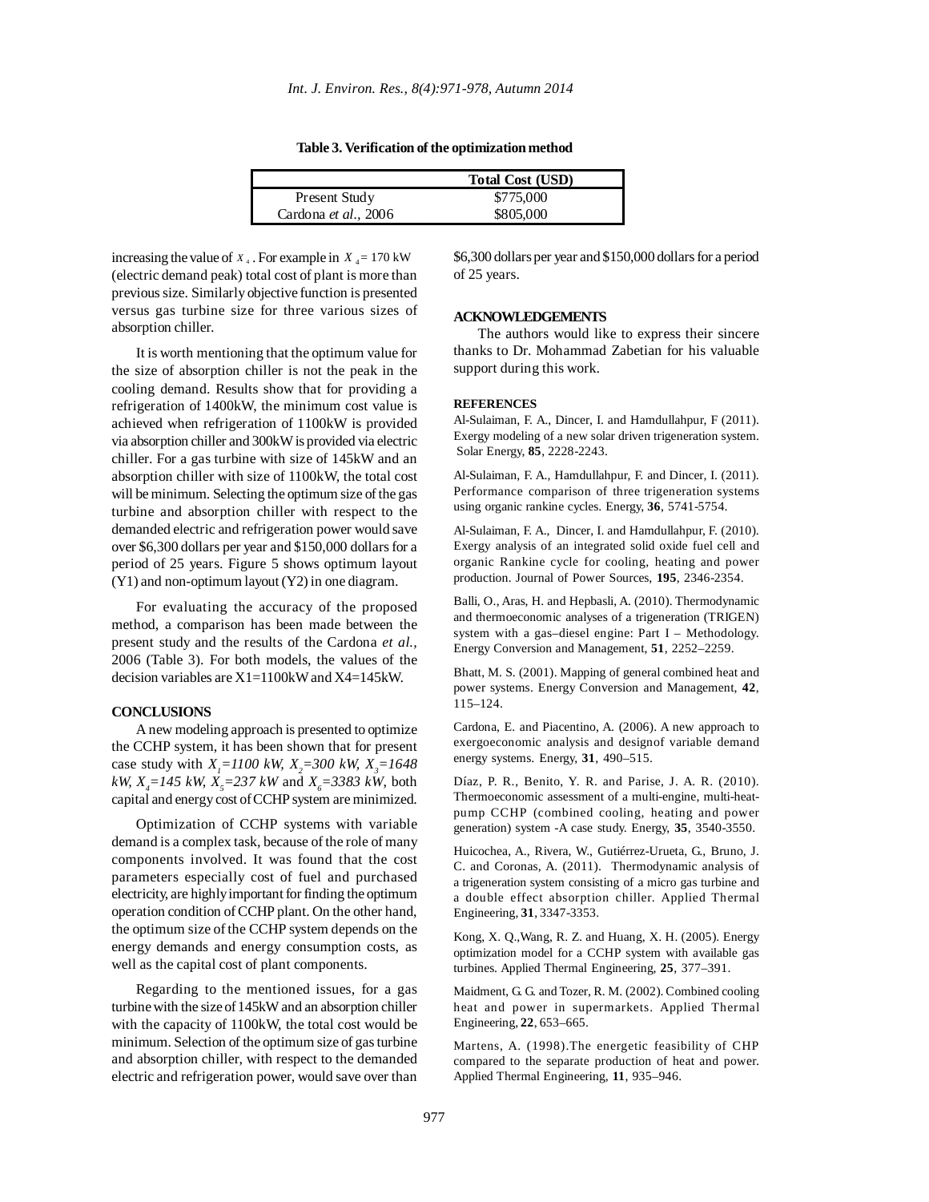**Table 3. Verification of the optimization method**

| | Total Cost (USD) |
|---|---|
| Present Study | \$775,000 |
| Cardona *et al.*, 2006 | \$805,000 |

increasing the value of $X_4$. For example in $X_4 = 170$ kW (electric demand peak) total cost of plant is more than previous size. Similarly objective function is presented versus gas turbine size for three various sizes of absorption chiller.

It is worth mentioning that the optimum value for the size of absorption chiller is not the peak in the cooling demand. Results show that for providing a refrigeration of 1400kW, the minimum cost value is achieved when refrigeration of 1100kW is provided via absorption chiller and 300kW is provided via electric chiller. For a gas turbine with size of 145kW and an absorption chiller with size of 1100kW, the total cost will be minimum. Selecting the optimum size of the gas turbine and absorption chiller with respect to the demanded electric and refrigeration power would save over \$6,300 dollars per year and \$150,000 dollars for a period of 25 years. Figure 5 shows optimum layout (Y1) and non-optimum layout (Y2) in one diagram.

For evaluating the accuracy of the proposed method, a comparison has been made between the present study and the results of the Cardona *et al.,* 2006 (Table 3). For both models, the values of the decision variables are X1=1100kW and X4=145kW.

## CONCLUSIONS

A new modeling approach is presented to optimize the CCHP system, it has been shown that for present case study with $X_1$*=1100 kW,* $X_2$*=300 kW,* $X_3$*=1648 kW,* $X_4$*=145 kW,* $X_5$*=237 kW* and $X_6$*=3383 kW*, both capital and energy cost of CCHP system are minimized.

Optimization of CCHP systems with variable demand is a complex task, because of the role of many components involved. It was found that the cost parameters especially cost of fuel and purchased electricity, are highly important for finding the optimum operation condition of CCHP plant. On the other hand, the optimum size of the CCHP system depends on the energy demands and energy consumption costs, as well as the capital cost of plant components.

Regarding to the mentioned issues, for a gas turbine with the size of 145kW and an absorption chiller with the capacity of 1100kW, the total cost would be minimum. Selection of the optimum size of gas turbine and absorption chiller, with respect to the demanded electric and refrigeration power, would save over than \$6,300 dollars per year and \$150,000 dollars for a period of 25 years.

## ACKNOWLEDGEMENTS

The authors would like to express their sincere thanks to Dr. Mohammad Zabetian for his valuable support during this work.

## REFERENCES

Al-Sulaiman, F. A., Dincer, I. and Hamdullahpur, F (2011). Exergy modeling of a new solar driven trigeneration system. Solar Energy, **85**, 2228-2243.

Al-Sulaiman, F. A., Hamdullahpur, F. and Dincer, I. (2011). Performance comparison of three trigeneration systems using organic rankine cycles. Energy, **36**, 5741-5754.

Al-Sulaiman, F. A., Dincer, I. and Hamdullahpur, F. (2010). Exergy analysis of an integrated solid oxide fuel cell and organic Rankine cycle for cooling, heating and power production. Journal of Power Sources, **195**, 2346-2354.

Balli, O., Aras, H. and Hepbasli, A. (2010). Thermodynamic and thermoeconomic analyses of a trigeneration (TRIGEN) system with a gas–diesel engine: Part I – Methodology. Energy Conversion and Management, **51**, 2252–2259.

Bhatt, M. S. (2001). Mapping of general combined heat and power systems. Energy Conversion and Management, **42**, 115–124.

Cardona, E. and Piacentino, A. (2006). A new approach to exergoeconomic analysis and designof variable demand energy systems. Energy, **31**, 490–515.

Díaz, P. R., Benito, Y. R. and Parise, J. A. R. (2010). Thermoeconomic assessment of a multi-engine, multi-heat-pump CCHP (combined cooling, heating and power generation) system -A case study. Energy, **35**, 3540-3550.

Huicochea, A., Rivera, W., Gutiérrez-Urueta, G., Bruno, J. C. and Coronas, A. (2011). Thermodynamic analysis of a trigeneration system consisting of a micro gas turbine and a double effect absorption chiller. Applied Thermal Engineering, **31**, 3347-3353.

Kong, X. Q.,Wang, R. Z. and Huang, X. H. (2005). Energy optimization model for a CCHP system with available gas turbines. Applied Thermal Engineering, **25**, 377–391.

Maidment, G. G. and Tozer, R. M. (2002). Combined cooling heat and power in supermarkets. Applied Thermal Engineering, **22**, 653–665.

Martens, A. (1998).The energetic feasibility of CHP compared to the separate production of heat and power. Applied Thermal Engineering, **11**, 935–946.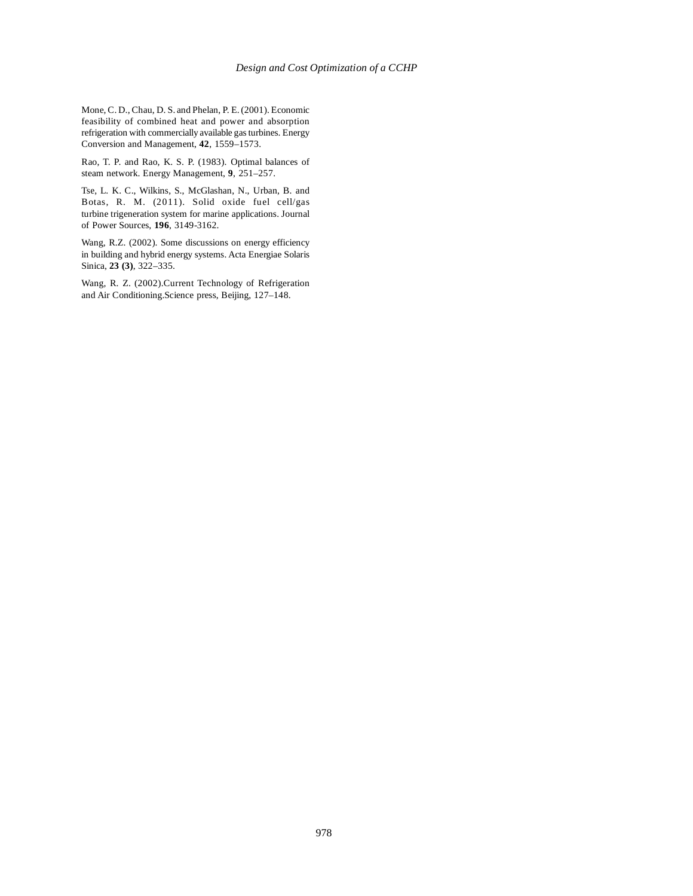Mone, C. D., Chau, D. S. and Phelan, P. E. (2001). Economic feasibility of combined heat and power and absorption refrigeration with commercially available gas turbines. Energy Conversion and Management, **42**, 1559–1573.

Rao, T. P. and Rao, K. S. P. (1983). Optimal balances of steam network. Energy Management, **9**, 251–257.

Tse, L. K. C., Wilkins, S., McGlashan, N., Urban, B. and Botas, R. M. (2011). Solid oxide fuel cell/gas turbine trigeneration system for marine applications. Journal of Power Sources, **196**, 3149-3162.

Wang, R.Z. (2002). Some discussions on energy efficiency in building and hybrid energy systems. Acta Energiae Solaris Sinica, **23 (3)**, 322–335.

Wang, R. Z. (2002).Current Technology of Refrigeration and Air Conditioning.Science press, Beijing, 127–148.